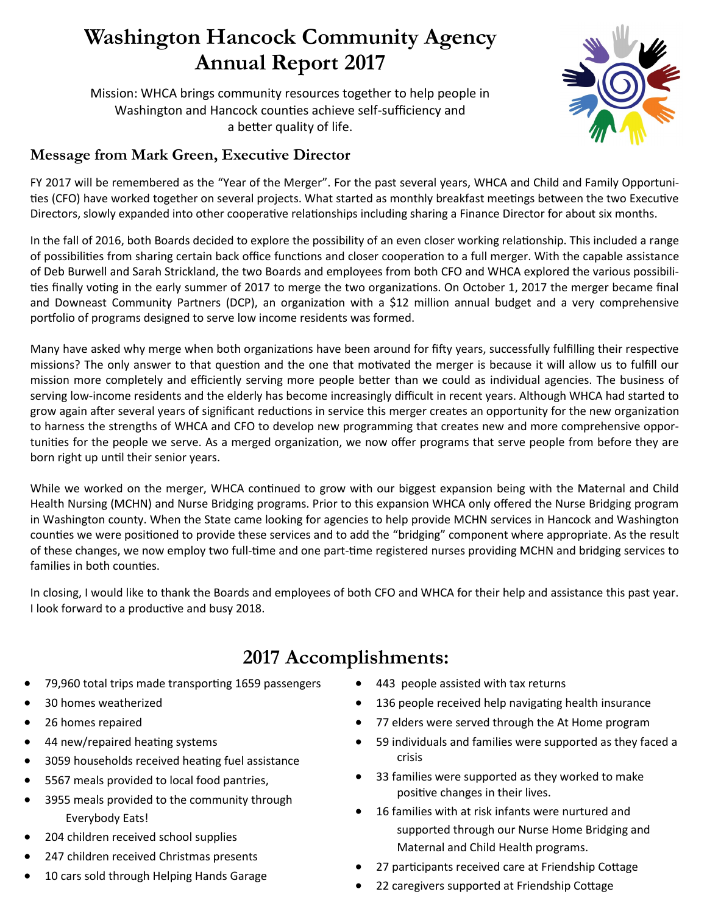# Washington Hancock Community Agency Annual Report 2017

Mission: WHCA brings community resources together to help people in Washington and Hancock counties achieve self-sufficiency and a better quality of life.

## Message from Mark Green, Executive Director

FY 2017 will be remembered as the "Year of the Merger". For the past several years, WHCA and Child and Family Opportunities (CFO) have worked together on several projects. What started as monthly breakfast meetings between the two Executive Directors, slowly expanded into other cooperative relationships including sharing a Finance Director for about six months.

In the fall of 2016, both Boards decided to explore the possibility of an even closer working relationship. This included a range of possibilities from sharing certain back office functions and closer cooperation to a full merger. With the capable assistance of Deb Burwell and Sarah Strickland, the two Boards and employees from both CFO and WHCA explored the various possibilities finally voting in the early summer of 2017 to merge the two organizations. On October 1, 2017 the merger became final and Downeast Community Partners (DCP), an organization with a $12 million annual budget and a very comprehensive portfolio of programs designed to serve low income residents was formed.

Many have asked why merge when both organizations have been around for fifty years, successfully fulfilling their respective missions? The only answer to that question and the one that motivated the merger is because it will allow us to fulfill our mission more completely and efficiently serving more people better than we could as individual agencies. The business of serving low-income residents and the elderly has become increasingly difficult in recent years. Although WHCA had started to grow again after several years of significant reductions in service this merger creates an opportunity for the new organization to harness the strengths of WHCA and CFO to develop new programming that creates new and more comprehensive opportunities for the people we serve. As a merged organization, we now offer programs that serve people from before they are born right up until their senior years.

While we worked on the merger, WHCA continued to grow with our biggest expansion being with the Maternal and Child Health Nursing (MCHN) and Nurse Bridging programs. Prior to this expansion WHCA only offered the Nurse Bridging program in Washington county. When the State came looking for agencies to help provide MCHN services in Hancock and Washington counties we were positioned to provide these services and to add the "bridging" component where appropriate. As the result of these changes, we now employ two full-time and one part-time registered nurses providing MCHN and bridging services to families in both counties.

In closing, I would like to thank the Boards and employees of both CFO and WHCA for their help and assistance this past year. I look forward to a productive and busy 2018.

## 2017 Accomplishments:

- 79,960 total trips made transporting 1659 passengers
- 30 homes weatherized
- 26 homes repaired
- 44 new/repaired heating systems
- 3059 households received heating fuel assistance
- 5567 meals provided to local food pantries,
- 3955 meals provided to the community through Everybody Eats!
- 204 children received school supplies
- 247 children received Christmas presents
- 10 cars sold through Helping Hands Garage
- 443 people assisted with tax returns
- 136 people received help navigating health insurance
- 77 elders were served through the At Home program
- 59 individuals and families were supported as they faced a crisis
- 33 families were supported as they worked to make positive changes in their lives.
- 16 families with at risk infants were nurtured and supported through our Nurse Home Bridging and Maternal and Child Health programs.
- 27 participants received care at Friendship Cottage
- 22 caregivers supported at Friendship Cottage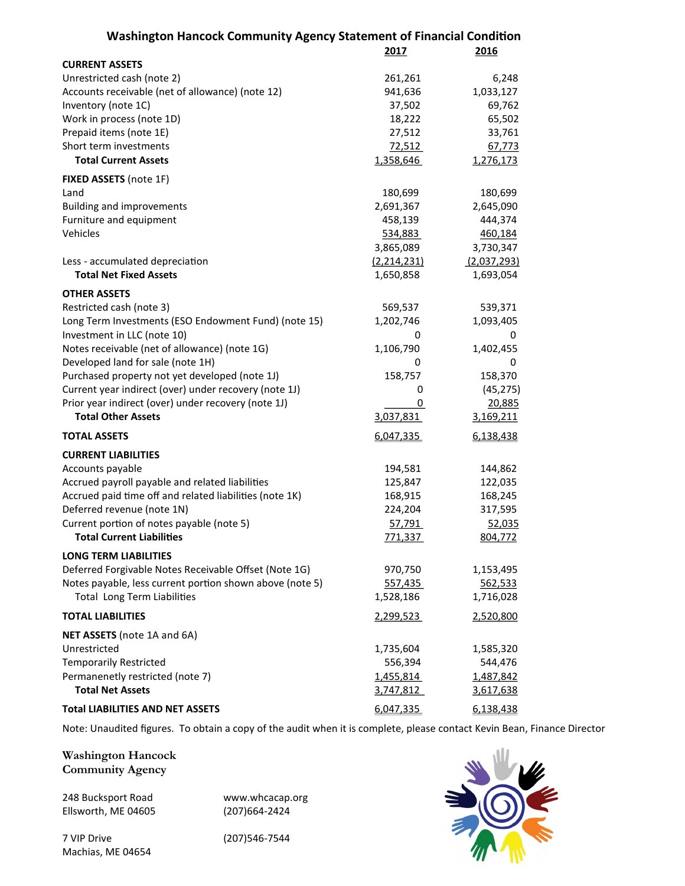# Washington Hancock Community Agency Statement of Financial Condition

| | 2017 | 2016 |
|---|---|---|
| **CURRENT ASSETS** | | |
| Unrestricted cash (note 2) | 261,261 | 6,248 |
| Accounts receivable (net of allowance) (note 12) | 941,636 | 1,033,127 |
| Inventory (note 1C) | 37,502 | 69,762 |
| Work in process (note 1D) | 18,222 | 65,502 |
| Prepaid items (note 1E) | 27,512 | 33,761 |
| Short term investments | 72,512 | 67,773 |
| **Total Current Assets** | 1,358,646 | 1,276,173 |
| **FIXED ASSETS** (note 1F) | | |
| Land | 180,699 | 180,699 |
| Building and improvements | 2,691,367 | 2,645,090 |
| Furniture and equipment | 458,139 | 444,374 |
| Vehicles | 534,883 | 460,184 |
| | 3,865,089 | 3,730,347 |
| Less - accumulated depreciation | (2,214,231) | (2,037,293) |
| **Total Net Fixed Assets** | 1,650,858 | 1,693,054 |
| **OTHER ASSETS** | | |
| Restricted cash (note 3) | 569,537 | 539,371 |
| Long Term Investments (ESO Endowment Fund) (note 15) | 1,202,746 | 1,093,405 |
| Investment in LLC (note 10) | 0 | 0 |
| Notes receivable (net of allowance) (note 1G) | 1,106,790 | 1,402,455 |
| Developed land for sale (note 1H) | 0 | 0 |
| Purchased property not yet developed (note 1J) | 158,757 | 158,370 |
| Current year indirect (over) under recovery (note 1J) | 0 | (45,275) |
| Prior year indirect (over) under recovery (note 1J) | 0 | 20,885 |
| **Total Other Assets** | 3,037,831 | 3,169,211 |
| **TOTAL ASSETS** | 6,047,335 | 6,138,438 |
| **CURRENT LIABILITIES** | | |
| Accounts payable | 194,581 | 144,862 |
| Accrued payroll payable and related liabilities | 125,847 | 122,035 |
| Accrued paid time off and related liabilities (note 1K) | 168,915 | 168,245 |
| Deferred revenue (note 1N) | 224,204 | 317,595 |
| Current portion of notes payable (note 5) | 57,791 | 52,035 |
| **Total Current Liabilities** | 771,337 | 804,772 |
| **LONG TERM LIABILITIES** | | |
| Deferred Forgivable Notes Receivable Offset (Note 1G) | 970,750 | 1,153,495 |
| Notes payable, less current portion shown above (note 5) | 557,435 | 562,533 |
| Total Long Term Liabilities | 1,528,186 | 1,716,028 |
| **TOTAL LIABILITIES** | 2,299,523 | 2,520,800 |
| **NET ASSETS** (note 1A and 6A) | | |
| Unrestricted | 1,735,604 | 1,585,320 |
| Temporarily Restricted | 556,394 | 544,476 |
| Permanenetly restricted (note 7) | 1,455,814 | 1,487,842 |
| **Total Net Assets** | 3,747,812 | 3,617,638 |
| **Total LIABILITIES AND NET ASSETS** | 6,047,335 | 6,138,438 |

Note: Unaudited figures. To obtain a copy of the audit when it is complete, please contact Kevin Bean, Finance Director

Washington Hancock
Community Agency

248 Bucksport Road
Ellsworth, ME 04605

www.whcacap.org
(207)664-2424

7 VIP Drive
Machias, ME 04654

(207)546-7544